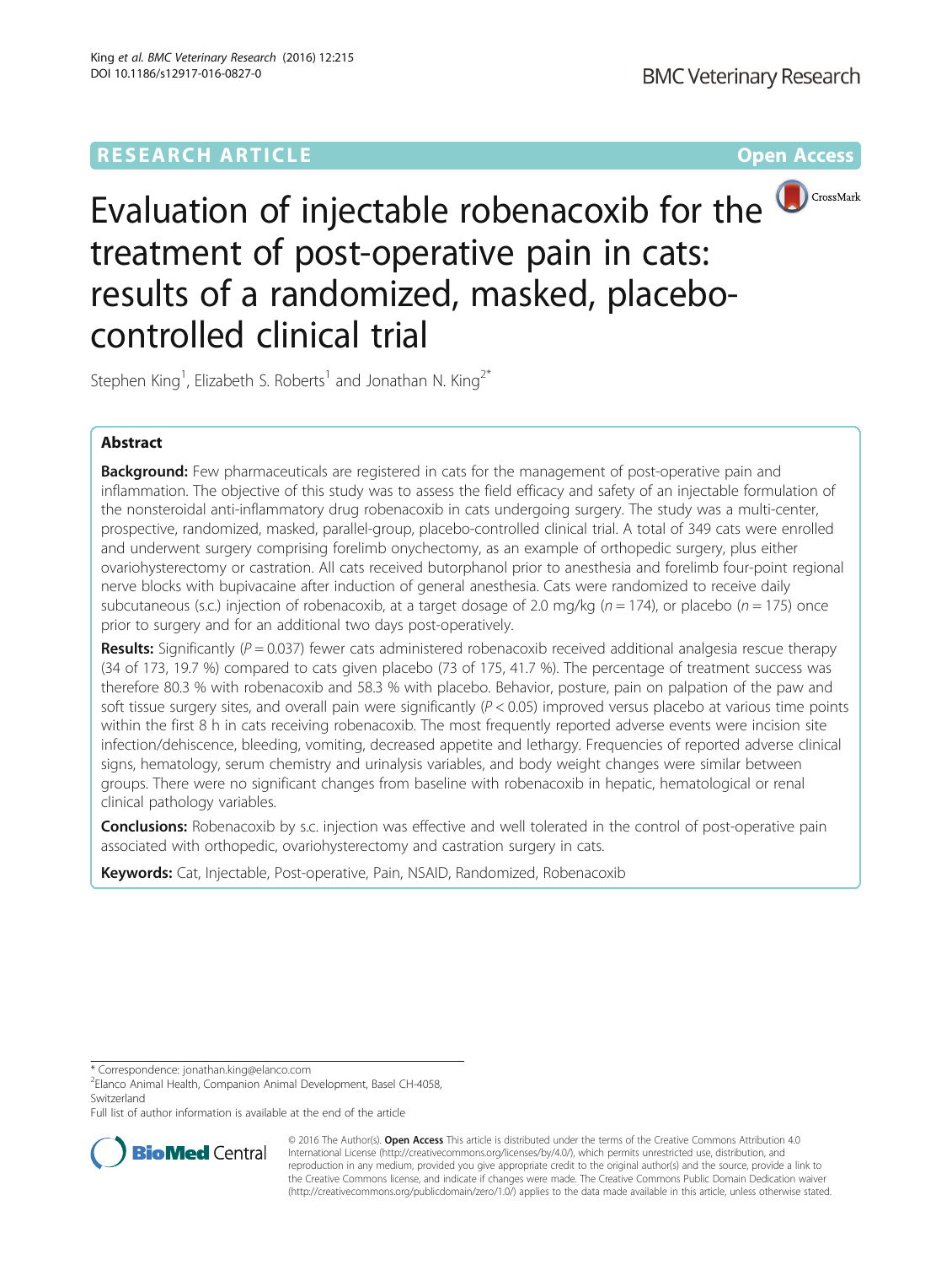# Evaluation of injectable robenacoxib for the treatment of post-operative pain in cats: results of a randomized, masked, placebo-controlled clinical trial

Stephen King[1], Elizabeth S. Roberts[1] and Jonathan N. King[2*]

## Abstract

**Background:** Few pharmaceuticals are registered in cats for the management of post-operative pain and inflammation. The objective of this study was to assess the field efficacy and safety of an injectable formulation of the nonsteroidal anti-inflammatory drug robenacoxib in cats undergoing surgery. The study was a multi-center, prospective, randomized, masked, parallel-group, placebo-controlled clinical trial. A total of 349 cats were enrolled and underwent surgery comprising forelimb onychectomy, as an example of orthopedic surgery, plus either ovariohysterectomy or castration. All cats received butorphanol prior to anesthesia and forelimb four-point regional nerve blocks with bupivacaine after induction of general anesthesia. Cats were randomized to receive daily subcutaneous (s.c.) injection of robenacoxib, at a target dosage of 2.0 mg/kg ($n = 174$), or placebo ($n = 175$) once prior to surgery and for an additional two days post-operatively.

**Results:** Significantly ($P = 0.037$) fewer cats administered robenacoxib received additional analgesia rescue therapy (34 of 173, 19.7 %) compared to cats given placebo (73 of 175, 41.7 %). The percentage of treatment success was therefore 80.3 % with robenacoxib and 58.3 % with placebo. Behavior, posture, pain on palpation of the paw and soft tissue surgery sites, and overall pain were significantly ($P < 0.05$) improved versus placebo at various time points within the first 8 h in cats receiving robenacoxib. The most frequently reported adverse events were incision site infection/dehiscence, bleeding, vomiting, decreased appetite and lethargy. Frequencies of reported adverse clinical signs, hematology, serum chemistry and urinalysis variables, and body weight changes were similar between groups. There were no significant changes from baseline with robenacoxib in hepatic, hematological or renal clinical pathology variables.

**Conclusions:** Robenacoxib by s.c. injection was effective and well tolerated in the control of post-operative pain associated with orthopedic, ovariohysterectomy and castration surgery in cats.

**Keywords:** Cat, Injectable, Post-operative, Pain, NSAID, Randomized, Robenacoxib

\* Correspondence: jonathan.king@elanco.com
[2]Elanco Animal Health, Companion Animal Development, Basel CH-4058, Switzerland
Full list of author information is available at the end of the article

© 2016 The Author(s). **Open Access** This article is distributed under the terms of the Creative Commons Attribution 4.0 International License (http://creativecommons.org/licenses/by/4.0/), which permits unrestricted use, distribution, and reproduction in any medium, provided you give appropriate credit to the original author(s) and the source, provide a link to the Creative Commons license, and indicate if changes were made. The Creative Commons Public Domain Dedication waiver (http://creativecommons.org/publicdomain/zero/1.0/) applies to the data made available in this article, unless otherwise stated.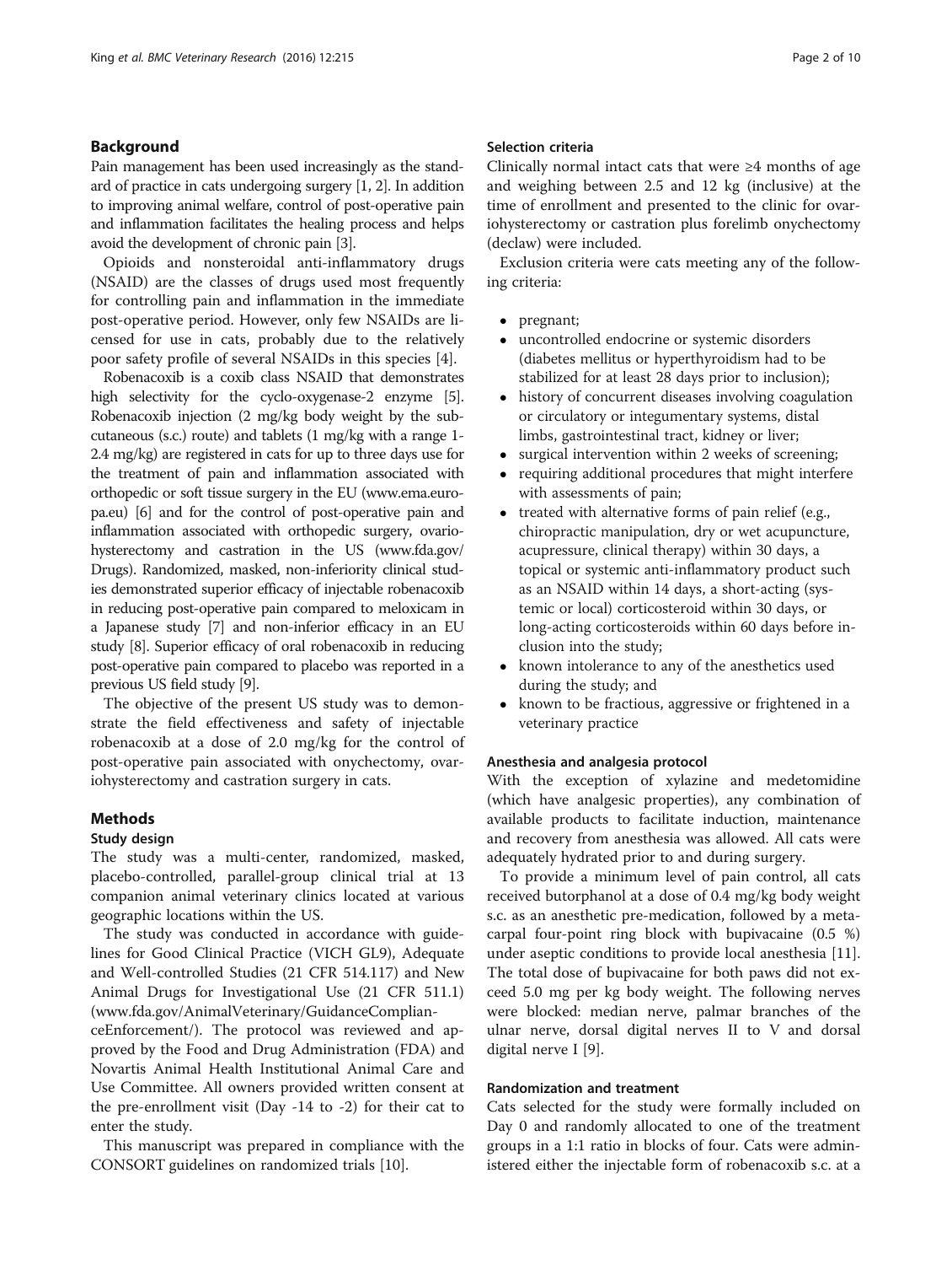## Background

Pain management has been used increasingly as the standard of practice in cats undergoing surgery [1, 2]. In addition to improving animal welfare, control of post-operative pain and inflammation facilitates the healing process and helps avoid the development of chronic pain [3].

Opioids and nonsteroidal anti-inflammatory drugs (NSAID) are the classes of drugs used most frequently for controlling pain and inflammation in the immediate post-operative period. However, only few NSAIDs are licensed for use in cats, probably due to the relatively poor safety profile of several NSAIDs in this species [4].

Robenacoxib is a coxib class NSAID that demonstrates high selectivity for the cyclo-oxygenase-2 enzyme [5]. Robenacoxib injection (2 mg/kg body weight by the subcutaneous (s.c.) route) and tablets (1 mg/kg with a range 1-2.4 mg/kg) are registered in cats for up to three days use for the treatment of pain and inflammation associated with orthopedic or soft tissue surgery in the EU (www.ema.europa.eu) [6] and for the control of post-operative pain and inflammation associated with orthopedic surgery, ovariohysterectomy and castration in the US (www.fda.gov/Drugs). Randomized, masked, non-inferiority clinical studies demonstrated superior efficacy of injectable robenacoxib in reducing post-operative pain compared to meloxicam in a Japanese study [7] and non-inferior efficacy in an EU study [8]. Superior efficacy of oral robenacoxib in reducing post-operative pain compared to placebo was reported in a previous US field study [9].

The objective of the present US study was to demonstrate the field effectiveness and safety of injectable robenacoxib at a dose of 2.0 mg/kg for the control of post-operative pain associated with onychectomy, ovariohysterectomy and castration surgery in cats.

## Methods

### Study design

The study was a multi-center, randomized, masked, placebo-controlled, parallel-group clinical trial at 13 companion animal veterinary clinics located at various geographic locations within the US.

The study was conducted in accordance with guidelines for Good Clinical Practice (VICH GL9), Adequate and Well-controlled Studies (21 CFR 514.117) and New Animal Drugs for Investigational Use (21 CFR 511.1) (www.fda.gov/AnimalVeterinary/GuidanceComplianceEnforcement/). The protocol was reviewed and approved by the Food and Drug Administration (FDA) and Novartis Animal Health Institutional Animal Care and Use Committee. All owners provided written consent at the pre-enrollment visit (Day -14 to -2) for their cat to enter the study.

This manuscript was prepared in compliance with the CONSORT guidelines on randomized trials [10].

### Selection criteria

Clinically normal intact cats that were ≥4 months of age and weighing between 2.5 and 12 kg (inclusive) at the time of enrollment and presented to the clinic for ovariohysterectomy or castration plus forelimb onychectomy (declaw) were included.

Exclusion criteria were cats meeting any of the following criteria:

- pregnant;
- uncontrolled endocrine or systemic disorders (diabetes mellitus or hyperthyroidism had to be stabilized for at least 28 days prior to inclusion);
- history of concurrent diseases involving coagulation or circulatory or integumentary systems, distal limbs, gastrointestinal tract, kidney or liver;
- surgical intervention within 2 weeks of screening;
- requiring additional procedures that might interfere with assessments of pain;
- treated with alternative forms of pain relief (e.g., chiropractic manipulation, dry or wet acupuncture, acupressure, clinical therapy) within 30 days, a topical or systemic anti-inflammatory product such as an NSAID within 14 days, a short-acting (systemic or local) corticosteroid within 30 days, or long-acting corticosteroids within 60 days before inclusion into the study;
- known intolerance to any of the anesthetics used during the study; and
- known to be fractious, aggressive or frightened in a veterinary practice

### Anesthesia and analgesia protocol

With the exception of xylazine and medetomidine (which have analgesic properties), any combination of available products to facilitate induction, maintenance and recovery from anesthesia was allowed. All cats were adequately hydrated prior to and during surgery.

To provide a minimum level of pain control, all cats received butorphanol at a dose of 0.4 mg/kg body weight s.c. as an anesthetic pre-medication, followed by a metacarpal four-point ring block with bupivacaine (0.5 %) under aseptic conditions to provide local anesthesia [11]. The total dose of bupivacaine for both paws did not exceed 5.0 mg per kg body weight. The following nerves were blocked: median nerve, palmar branches of the ulnar nerve, dorsal digital nerves II to V and dorsal digital nerve I [9].

### Randomization and treatment

Cats selected for the study were formally included on Day 0 and randomly allocated to one of the treatment groups in a 1:1 ratio in blocks of four. Cats were administered either the injectable form of robenacoxib s.c. at a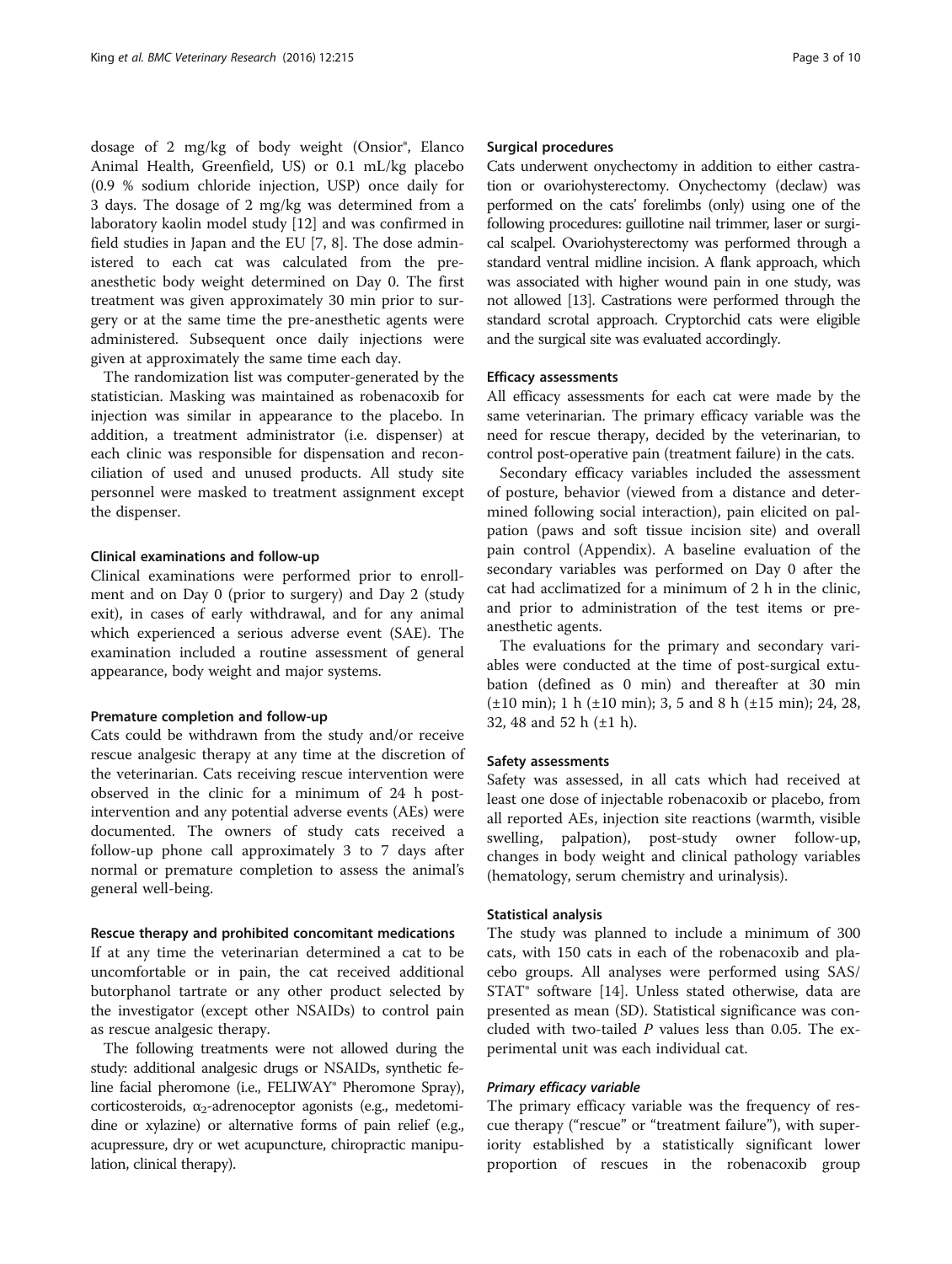dosage of 2 mg/kg of body weight (Onsior®, Elanco Animal Health, Greenfield, US) or 0.1 mL/kg placebo (0.9 % sodium chloride injection, USP) once daily for 3 days. The dosage of 2 mg/kg was determined from a laboratory kaolin model study [12] and was confirmed in field studies in Japan and the EU [7, 8]. The dose administered to each cat was calculated from the pre-anesthetic body weight determined on Day 0. The first treatment was given approximately 30 min prior to surgery or at the same time the pre-anesthetic agents were administered. Subsequent once daily injections were given at approximately the same time each day.

The randomization list was computer-generated by the statistician. Masking was maintained as robenacoxib for injection was similar in appearance to the placebo. In addition, a treatment administrator (i.e. dispenser) at each clinic was responsible for dispensation and reconciliation of used and unused products. All study site personnel were masked to treatment assignment except the dispenser.

#### Clinical examinations and follow-up

Clinical examinations were performed prior to enrollment and on Day 0 (prior to surgery) and Day 2 (study exit), in cases of early withdrawal, and for any animal which experienced a serious adverse event (SAE). The examination included a routine assessment of general appearance, body weight and major systems.

#### Premature completion and follow-up

Cats could be withdrawn from the study and/or receive rescue analgesic therapy at any time at the discretion of the veterinarian. Cats receiving rescue intervention were observed in the clinic for a minimum of 24 h post-intervention and any potential adverse events (AEs) were documented. The owners of study cats received a follow-up phone call approximately 3 to 7 days after normal or premature completion to assess the animal's general well-being.

#### Rescue therapy and prohibited concomitant medications

If at any time the veterinarian determined a cat to be uncomfortable or in pain, the cat received additional butorphanol tartrate or any other product selected by the investigator (except other NSAIDs) to control pain as rescue analgesic therapy.

The following treatments were not allowed during the study: additional analgesic drugs or NSAIDs, synthetic feline facial pheromone (i.e., FELIWAY® Pheromone Spray), corticosteroids, $\alpha_2$-adrenoceptor agonists (e.g., medetomidine or xylazine) or alternative forms of pain relief (e.g., acupressure, dry or wet acupuncture, chiropractic manipulation, clinical therapy).

#### Surgical procedures

Cats underwent onychectomy in addition to either castration or ovariohysterectomy. Onychectomy (declaw) was performed on the cats' forelimbs (only) using one of the following procedures: guillotine nail trimmer, laser or surgical scalpel. Ovariohysterectomy was performed through a standard ventral midline incision. A flank approach, which was associated with higher wound pain in one study, was not allowed [13]. Castrations were performed through the standard scrotal approach. Cryptorchid cats were eligible and the surgical site was evaluated accordingly.

#### Efficacy assessments

All efficacy assessments for each cat were made by the same veterinarian. The primary efficacy variable was the need for rescue therapy, decided by the veterinarian, to control post-operative pain (treatment failure) in the cats.

Secondary efficacy variables included the assessment of posture, behavior (viewed from a distance and determined following social interaction), pain elicited on palpation (paws and soft tissue incision site) and overall pain control (Appendix). A baseline evaluation of the secondary variables was performed on Day 0 after the cat had acclimatized for a minimum of 2 h in the clinic, and prior to administration of the test items or pre-anesthetic agents.

The evaluations for the primary and secondary variables were conducted at the time of post-surgical extubation (defined as 0 min) and thereafter at 30 min (±10 min); 1 h (±10 min); 3, 5 and 8 h (±15 min); 24, 28, 32, 48 and 52 h (±1 h).

#### Safety assessments

Safety was assessed, in all cats which had received at least one dose of injectable robenacoxib or placebo, from all reported AEs, injection site reactions (warmth, visible swelling, palpation), post-study owner follow-up, changes in body weight and clinical pathology variables (hematology, serum chemistry and urinalysis).

#### Statistical analysis

The study was planned to include a minimum of 300 cats, with 150 cats in each of the robenacoxib and placebo groups. All analyses were performed using SAS/STAT® software [14]. Unless stated otherwise, data are presented as mean (SD). Statistical significance was concluded with two-tailed $P$ values less than 0.05. The experimental unit was each individual cat.

##### *Primary efficacy variable*

The primary efficacy variable was the frequency of rescue therapy ("rescue" or "treatment failure"), with superiority established by a statistically significant lower proportion of rescues in the robenacoxib group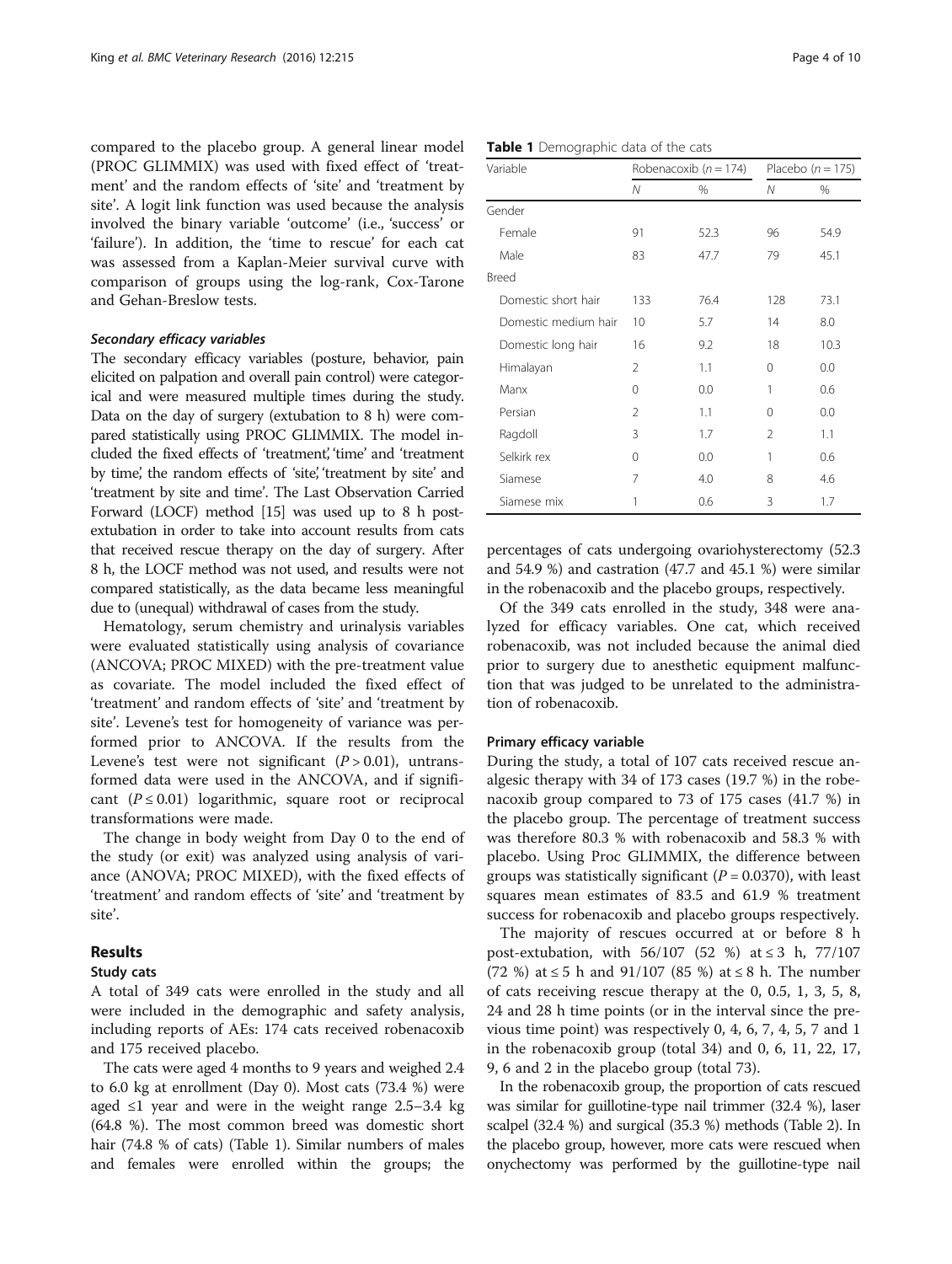compared to the placebo group. A general linear model (PROC GLIMMIX) was used with fixed effect of 'treatment' and the random effects of 'site' and 'treatment by site'. A logit link function was used because the analysis involved the binary variable 'outcome' (i.e., 'success' or 'failure'). In addition, the 'time to rescue' for each cat was assessed from a Kaplan-Meier survival curve with comparison of groups using the log-rank, Cox-Tarone and Gehan-Breslow tests.

#### *Secondary efficacy variables*

The secondary efficacy variables (posture, behavior, pain elicited on palpation and overall pain control) were categorical and were measured multiple times during the study. Data on the day of surgery (extubation to 8 h) were compared statistically using PROC GLIMMIX. The model included the fixed effects of 'treatment', 'time' and 'treatment by time', the random effects of 'site', 'treatment by site' and 'treatment by site and time'. The Last Observation Carried Forward (LOCF) method [15] was used up to 8 h post-extubation in order to take into account results from cats that received rescue therapy on the day of surgery. After 8 h, the LOCF method was not used, and results were not compared statistically, as the data became less meaningful due to (unequal) withdrawal of cases from the study.

Hematology, serum chemistry and urinalysis variables were evaluated statistically using analysis of covariance (ANCOVA; PROC MIXED) with the pre-treatment value as covariate. The model included the fixed effect of 'treatment' and random effects of 'site' and 'treatment by site'. Levene's test for homogeneity of variance was performed prior to ANCOVA. If the results from the Levene's test were not significant ($P > 0.01$), untransformed data were used in the ANCOVA, and if significant ($P \leq 0.01$) logarithmic, square root or reciprocal transformations were made.

The change in body weight from Day 0 to the end of the study (or exit) was analyzed using analysis of variance (ANOVA; PROC MIXED), with the fixed effects of 'treatment' and random effects of 'site' and 'treatment by site'.

## Results

### Study cats

A total of 349 cats were enrolled in the study and all were included in the demographic and safety analysis, including reports of AEs: 174 cats received robenacoxib and 175 received placebo.

The cats were aged 4 months to 9 years and weighed 2.4 to 6.0 kg at enrollment (Day 0). Most cats (73.4 %) were aged ≤1 year and were in the weight range 2.5–3.4 kg (64.8 %). The most common breed was domestic short hair (74.8 % of cats) (Table 1). Similar numbers of males and females were enrolled within the groups; the percentages of cats undergoing ovariohysterectomy (52.3 and 54.9 %) and castration (47.7 and 45.1 %) were similar in the robenacoxib and the placebo groups, respectively.

**Table 1** Demographic data of the cats

| Variable | Robenacoxib ($n = 174$) | | Placebo ($n = 175$) | |
|---|---|---|---|---|
| | *N* | % | *N* | % |
| Gender | | | | |
| Female | 91 | 52.3 | 96 | 54.9 |
| Male | 83 | 47.7 | 79 | 45.1 |
| Breed | | | | |
| Domestic short hair | 133 | 76.4 | 128 | 73.1 |
| Domestic medium hair | 10 | 5.7 | 14 | 8.0 |
| Domestic long hair | 16 | 9.2 | 18 | 10.3 |
| Himalayan | 2 | 1.1 | 0 | 0.0 |
| Manx | 0 | 0.0 | 1 | 0.6 |
| Persian | 2 | 1.1 | 0 | 0.0 |
| Ragdoll | 3 | 1.7 | 2 | 1.1 |
| Selkirk rex | 0 | 0.0 | 1 | 0.6 |
| Siamese | 7 | 4.0 | 8 | 4.6 |
| Siamese mix | 1 | 0.6 | 3 | 1.7 |

Of the 349 cats enrolled in the study, 348 were analyzed for efficacy variables. One cat, which received robenacoxib, was not included because the animal died prior to surgery due to anesthetic equipment malfunction that was judged to be unrelated to the administration of robenacoxib.

### Primary efficacy variable

During the study, a total of 107 cats received rescue analgesic therapy with 34 of 173 cases (19.7 %) in the robenacoxib group compared to 73 of 175 cases (41.7 %) in the placebo group. The percentage of treatment success was therefore 80.3 % with robenacoxib and 58.3 % with placebo. Using Proc GLIMMIX, the difference between groups was statistically significant ($P = 0.0370$), with least squares mean estimates of 83.5 and 61.9 % treatment success for robenacoxib and placebo groups respectively.

The majority of rescues occurred at or before 8 h post-extubation, with 56/107 (52 %) at ≤ 3 h, 77/107 (72 %) at ≤ 5 h and 91/107 (85 %) at ≤ 8 h. The number of cats receiving rescue therapy at the 0, 0.5, 1, 3, 5, 8, 24 and 28 h time points (or in the interval since the previous time point) was respectively 0, 4, 6, 7, 4, 5, 7 and 1 in the robenacoxib group (total 34) and 0, 6, 11, 22, 17, 9, 6 and 2 in the placebo group (total 73).

In the robenacoxib group, the proportion of cats rescued was similar for guillotine-type nail trimmer (32.4 %), laser scalpel (32.4 %) and surgical (35.3 %) methods (Table 2). In the placebo group, however, more cats were rescued when onychectomy was performed by the guillotine-type nail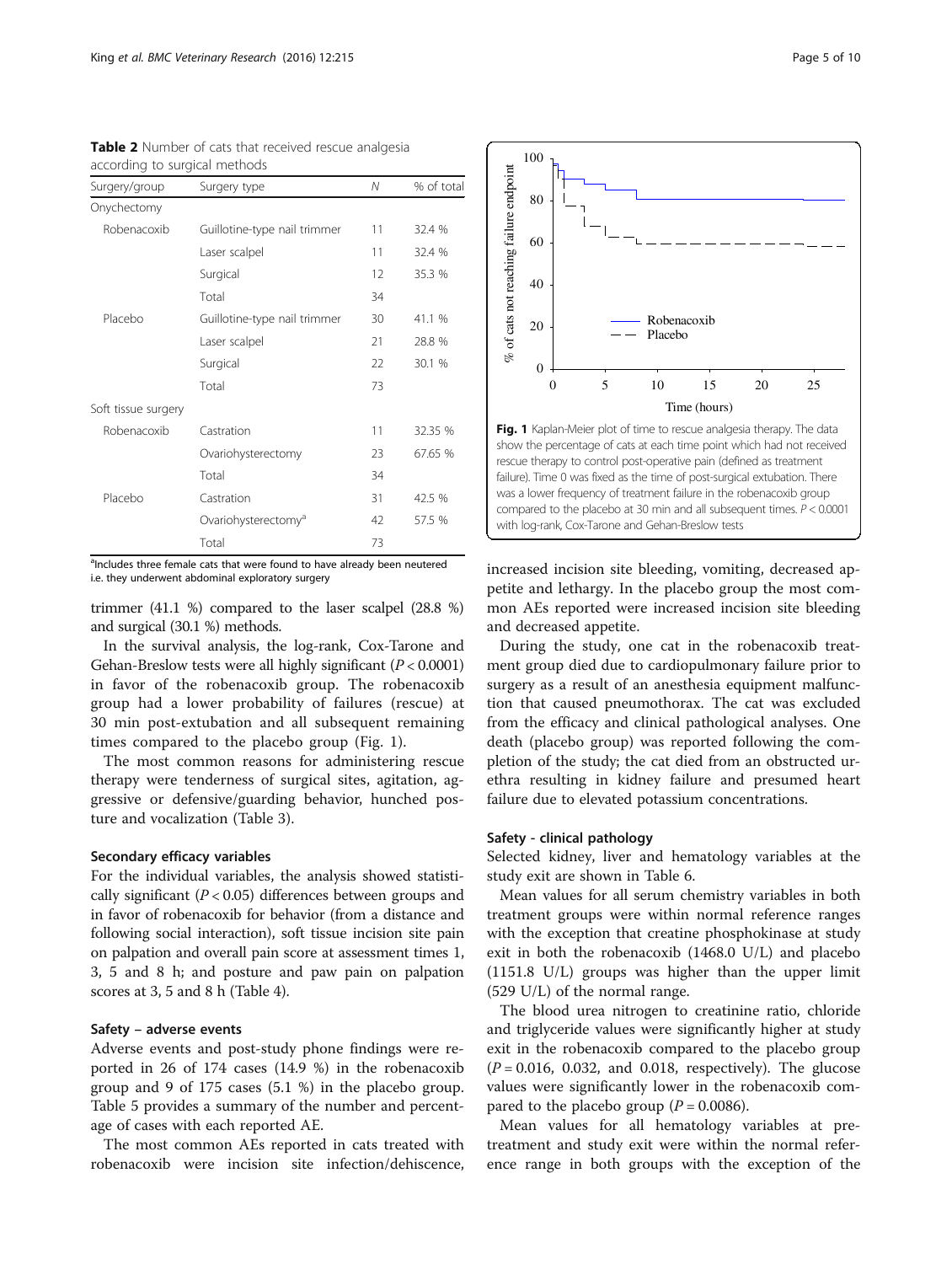**Table 2** Number of cats that received rescue analgesia according to surgical methods

| Surgery/group | Surgery type | N | % of total |
|---|---|---|---|
| Onychectomy | | | |
| Robenacoxib | Guillotine-type nail trimmer | 11 | 32.4 % |
| | Laser scalpel | 11 | 32.4 % |
| | Surgical | 12 | 35.3 % |
| | Total | 34 | |
| Placebo | Guillotine-type nail trimmer | 30 | 41.1 % |
| | Laser scalpel | 21 | 28.8 % |
| | Surgical | 22 | 30.1 % |
| | Total | 73 | |
| Soft tissue surgery | | | |
| Robenacoxib | Castration | 11 | 32.35 % |
| | Ovariohysterectomy | 23 | 67.65 % |
| | Total | 34 | |
| Placebo | Castration | 31 | 42.5 % |
| | Ovariohysterectomy[a] | 42 | 57.5 % |
| | Total | 73 | |

[a]Includes three female cats that were found to have already been neutered i.e. they underwent abdominal exploratory surgery

trimmer (41.1 %) compared to the laser scalpel (28.8 %) and surgical (30.1 %) methods.

In the survival analysis, the log-rank, Cox-Tarone and Gehan-Breslow tests were all highly significant ($P < 0.0001$) in favor of the robenacoxib group. The robenacoxib group had a lower probability of failures (rescue) at 30 min post-extubation and all subsequent remaining times compared to the placebo group (Fig. 1).

The most common reasons for administering rescue therapy were tenderness of surgical sites, agitation, aggressive or defensive/guarding behavior, hunched posture and vocalization (Table 3).

### Secondary efficacy variables

For the individual variables, the analysis showed statistically significant ($P < 0.05$) differences between groups and in favor of robenacoxib for behavior (from a distance and following social interaction), soft tissue incision site pain on palpation and overall pain score at assessment times 1, 3, 5 and 8 h; and posture and paw pain on palpation scores at 3, 5 and 8 h (Table 4).

### Safety – adverse events

Adverse events and post-study phone findings were reported in 26 of 174 cases (14.9 %) in the robenacoxib group and 9 of 175 cases (5.1 %) in the placebo group. Table 5 provides a summary of the number and percentage of cases with each reported AE.

The most common AEs reported in cats treated with robenacoxib were incision site infection/dehiscence, increased incision site bleeding, vomiting, decreased appetite and lethargy. In the placebo group the most common AEs reported were increased incision site bleeding and decreased appetite.

During the study, one cat in the robenacoxib treatment group died due to cardiopulmonary failure prior to surgery as a result of an anesthesia equipment malfunction that caused pneumothorax. The cat was excluded from the efficacy and clinical pathological analyses. One death (placebo group) was reported following the completion of the study; the cat died from an obstructed urethra resulting in kidney failure and presumed heart failure due to elevated potassium concentrations.

**Fig. 1** Kaplan-Meier plot of time to rescue analgesia therapy. The data show the percentage of cats at each time point which had not received rescue therapy to control post-operative pain (defined as treatment failure). Time 0 was fixed as the time of post-surgical extubation. There was a lower frequency of treatment failure in the robenacoxib group compared to the placebo at 30 min and all subsequent times. $P < 0.0001$ with log-rank, Cox-Tarone and Gehan-Breslow tests

### Safety - clinical pathology

Selected kidney, liver and hematology variables at the study exit are shown in Table 6.

Mean values for all serum chemistry variables in both treatment groups were within normal reference ranges with the exception that creatine phosphokinase at study exit in both the robenacoxib (1468.0 U/L) and placebo (1151.8 U/L) groups was higher than the upper limit (529 U/L) of the normal range.

The blood urea nitrogen to creatinine ratio, chloride and triglyceride values were significantly higher at study exit in the robenacoxib compared to the placebo group ($P = 0.016$, $0.032$, and $0.018$, respectively). The glucose values were significantly lower in the robenacoxib compared to the placebo group ($P = 0.0086$).

Mean values for all hematology variables at pretreatment and study exit were within the normal reference range in both groups with the exception of the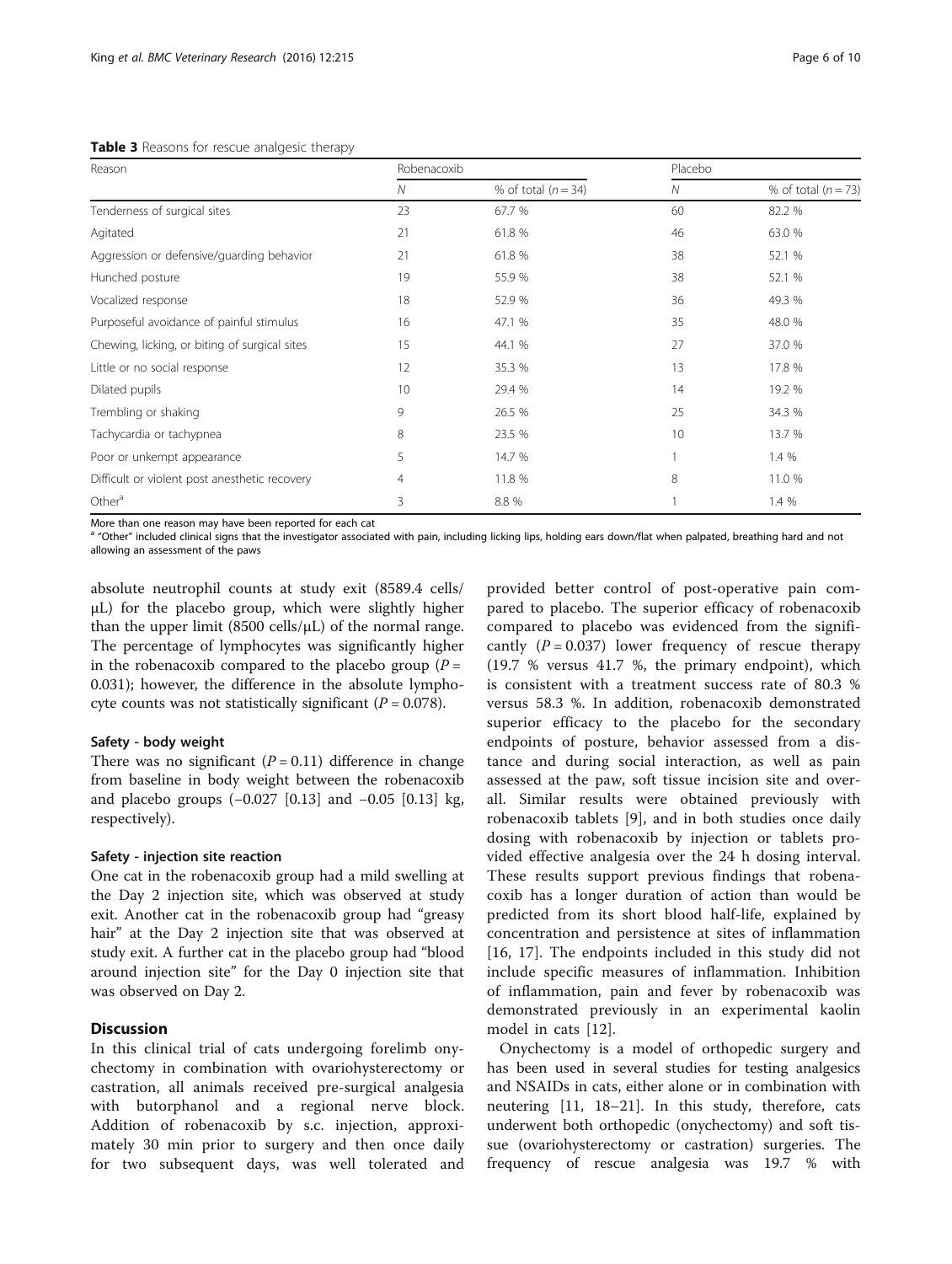**Table 3** Reasons for rescue analgesic therapy

| Reason | Robenacoxib | | Placebo | |
|---|---|---|---|---|
| | *N* | % of total ($n = 34$) | *N* | % of total ($n = 73$) |
| Tenderness of surgical sites | 23 | 67.7 % | 60 | 82.2 % |
| Agitated | 21 | 61.8 % | 46 | 63.0 % |
| Aggression or defensive/guarding behavior | 21 | 61.8 % | 38 | 52.1 % |
| Hunched posture | 19 | 55.9 % | 38 | 52.1 % |
| Vocalized response | 18 | 52.9 % | 36 | 49.3 % |
| Purposeful avoidance of painful stimulus | 16 | 47.1 % | 35 | 48.0 % |
| Chewing, licking, or biting of surgical sites | 15 | 44.1 % | 27 | 37.0 % |
| Little or no social response | 12 | 35.3 % | 13 | 17.8 % |
| Dilated pupils | 10 | 29.4 % | 14 | 19.2 % |
| Trembling or shaking | 9 | 26.5 % | 25 | 34.3 % |
| Tachycardia or tachypnea | 8 | 23.5 % | 10 | 13.7 % |
| Poor or unkempt appearance | 5 | 14.7 % | 1 | 1.4 % |
| Difficult or violent post anesthetic recovery | 4 | 11.8 % | 8 | 11.0 % |
| Other[a] | 3 | 8.8 % | 1 | 1.4 % |

More than one reason may have been reported for each cat
[a] "Other" included clinical signs that the investigator associated with pain, including licking lips, holding ears down/flat when palpated, breathing hard and not allowing an assessment of the paws

absolute neutrophil counts at study exit (8589.4 cells/μL) for the placebo group, which were slightly higher than the upper limit (8500 cells/μL) of the normal range. The percentage of lymphocytes was significantly higher in the robenacoxib compared to the placebo group ($P = 0.031$); however, the difference in the absolute lymphocyte counts was not statistically significant ($P = 0.078$).

#### Safety - body weight

There was no significant ($P = 0.11$) difference in change from baseline in body weight between the robenacoxib and placebo groups (−0.027 [0.13] and −0.05 [0.13] kg, respectively).

#### Safety - injection site reaction

One cat in the robenacoxib group had a mild swelling at the Day 2 injection site, which was observed at study exit. Another cat in the robenacoxib group had "greasy hair" at the Day 2 injection site that was observed at study exit. A further cat in the placebo group had "blood around injection site" for the Day 0 injection site that was observed on Day 2.

## Discussion

In this clinical trial of cats undergoing forelimb onychectomy in combination with ovariohysterectomy or castration, all animals received pre-surgical analgesia with butorphanol and a regional nerve block. Addition of robenacoxib by s.c. injection, approximately 30 min prior to surgery and then once daily for two subsequent days, was well tolerated and provided better control of post-operative pain compared to placebo. The superior efficacy of robenacoxib compared to placebo was evidenced from the significantly ($P = 0.037$) lower frequency of rescue therapy (19.7 % versus 41.7 %, the primary endpoint), which is consistent with a treatment success rate of 80.3 % versus 58.3 %. In addition, robenacoxib demonstrated superior efficacy to the placebo for the secondary endpoints of posture, behavior assessed from a distance and during social interaction, as well as pain assessed at the paw, soft tissue incision site and overall. Similar results were obtained previously with robenacoxib tablets [9], and in both studies once daily dosing with robenacoxib by injection or tablets provided effective analgesia over the 24 h dosing interval. These results support previous findings that robenacoxib has a longer duration of action than would be predicted from its short blood half-life, explained by concentration and persistence at sites of inflammation [16, 17]. The endpoints included in this study did not include specific measures of inflammation. Inhibition of inflammation, pain and fever by robenacoxib was demonstrated previously in an experimental kaolin model in cats [12].

Onychectomy is a model of orthopedic surgery and has been used in several studies for testing analgesics and NSAIDs in cats, either alone or in combination with neutering [11, 18–21]. In this study, therefore, cats underwent both orthopedic (onychectomy) and soft tissue (ovariohysterectomy or castration) surgeries. The frequency of rescue analgesia was 19.7 % with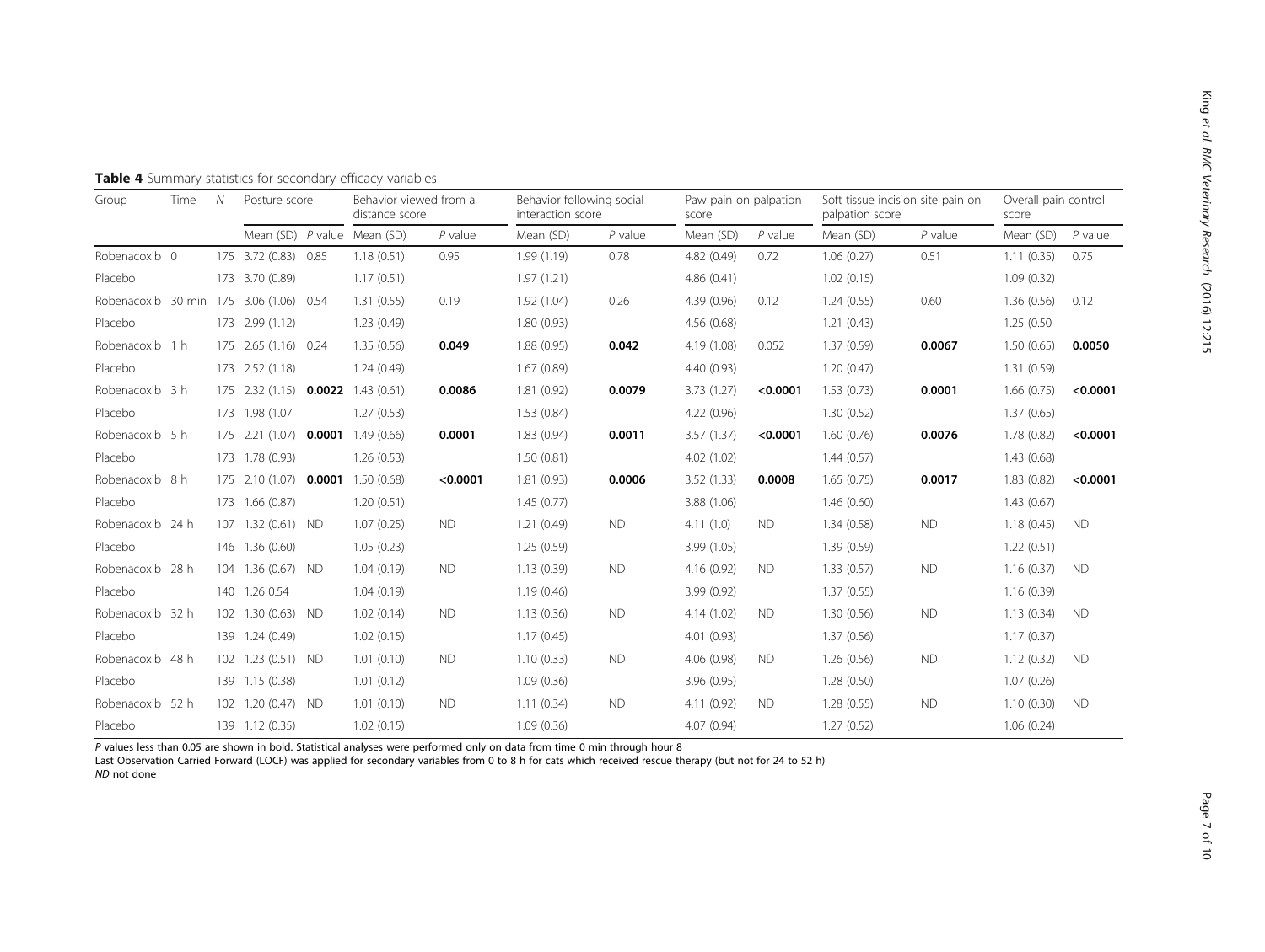**Table 4** Summary statistics for secondary efficacy variables

| Group | Time | N | Posture score | | Behavior viewed from a distance score | | Behavior following social interaction score | | Paw pain on palpation score | | Soft tissue incision site pain on palpation score | | Overall pain control score | |
|---|---|---|---|---|---|---|---|---|---|---|---|---|---|---|
| | | | Mean (SD) | *P* value | Mean (SD) | *P* value | Mean (SD) | *P* value | Mean (SD) | *P* value | Mean (SD) | *P* value | Mean (SD) | *P* value |
| Robenacoxib | 0 | 175 | 3.72 (0.83) | 0.85 | 1.18 (0.51) | 0.95 | 1.99 (1.19) | 0.78 | 4.82 (0.49) | 0.72 | 1.06 (0.27) | 0.51 | 1.11 (0.35) | 0.75 |
| Placebo | | 173 | 3.70 (0.89) | | 1.17 (0.51) | | 1.97 (1.21) | | 4.86 (0.41) | | 1.02 (0.15) | | 1.09 (0.32) | |
| Robenacoxib | 30 min | 175 | 3.06 (1.06) | 0.54 | 1.31 (0.55) | 0.19 | 1.92 (1.04) | 0.26 | 4.39 (0.96) | 0.12 | 1.24 (0.55) | 0.60 | 1.36 (0.56) | 0.12 |
| Placebo | | 173 | 2.99 (1.12) | | 1.23 (0.49) | | 1.80 (0.93) | | 4.56 (0.68) | | 1.21 (0.43) | | 1.25 (0.50 | |
| Robenacoxib | 1 h | 175 | 2.65 (1.16) | 0.24 | 1.35 (0.56) | **0.049** | 1.88 (0.95) | **0.042** | 4.19 (1.08) | 0.052 | 1.37 (0.59) | **0.0067** | 1.50 (0.65) | **0.0050** |
| Placebo | | 173 | 2.52 (1.18) | | 1.24 (0.49) | | 1.67 (0.89) | | 4.40 (0.93) | | 1.20 (0.47) | | 1.31 (0.59) | |
| Robenacoxib | 3 h | 175 | 2.32 (1.15) | **0.0022** | 1.43 (0.61) | **0.0086** | 1.81 (0.92) | **0.0079** | 3.73 (1.27) | **<0.0001** | 1.53 (0.73) | **0.0001** | 1.66 (0.75) | **<0.0001** |
| Placebo | | 173 | 1.98 (1.07 | | 1.27 (0.53) | | 1.53 (0.84) | | 4.22 (0.96) | | 1.30 (0.52) | | 1.37 (0.65) | |
| Robenacoxib | 5 h | 175 | 2.21 (1.07) | **0.0001** | 1.49 (0.66) | **0.0001** | 1.83 (0.94) | **0.0011** | 3.57 (1.37) | **<0.0001** | 1.60 (0.76) | **0.0076** | 1.78 (0.82) | **<0.0001** |
| Placebo | | 173 | 1.78 (0.93) | | 1.26 (0.53) | | 1.50 (0.81) | | 4.02 (1.02) | | 1.44 (0.57) | | 1.43 (0.68) | |
| Robenacoxib | 8 h | 175 | 2.10 (1.07) | **0.0001** | 1.50 (0.68) | **<0.0001** | 1.81 (0.93) | **0.0006** | 3.52 (1.33) | **0.0008** | 1.65 (0.75) | **0.0017** | 1.83 (0.82) | **<0.0001** |
| Placebo | | 173 | 1.66 (0.87) | | 1.20 (0.51) | | 1.45 (0.77) | | 3.88 (1.06) | | 1.46 (0.60) | | 1.43 (0.67) | |
| Robenacoxib | 24 h | 107 | 1.32 (0.61) | ND | 1.07 (0.25) | ND | 1.21 (0.49) | ND | 4.11 (1.0) | ND | 1.34 (0.58) | ND | 1.18 (0.45) | ND |
| Placebo | | 146 | 1.36 (0.60) | | 1.05 (0.23) | | 1.25 (0.59) | | 3.99 (1.05) | | 1.39 (0.59) | | 1.22 (0.51) | |
| Robenacoxib | 28 h | 104 | 1.36 (0.67) | ND | 1.04 (0.19) | ND | 1.13 (0.39) | ND | 4.16 (0.92) | ND | 1.33 (0.57) | ND | 1.16 (0.37) | ND |
| Placebo | | 140 | 1.26 0.54 | | 1.04 (0.19) | | 1.19 (0.46) | | 3.99 (0.92) | | 1.37 (0.55) | | 1.16 (0.39) | |
| Robenacoxib | 32 h | 102 | 1.30 (0.63) | ND | 1.02 (0.14) | ND | 1.13 (0.36) | ND | 4.14 (1.02) | ND | 1.30 (0.56) | ND | 1.13 (0.34) | ND |
| Placebo | | 139 | 1.24 (0.49) | | 1.02 (0.15) | | 1.17 (0.45) | | 4.01 (0.93) | | 1.37 (0.56) | | 1.17 (0.37) | |
| Robenacoxib | 48 h | 102 | 1.23 (0.51) | ND | 1.01 (0.10) | ND | 1.10 (0.33) | ND | 4.06 (0.98) | ND | 1.26 (0.56) | ND | 1.12 (0.32) | ND |
| Placebo | | 139 | 1.15 (0.38) | | 1.01 (0.12) | | 1.09 (0.36) | | 3.96 (0.95) | | 1.28 (0.50) | | 1.07 (0.26) | |
| Robenacoxib | 52 h | 102 | 1.20 (0.47) | ND | 1.01 (0.10) | ND | 1.11 (0.34) | ND | 4.11 (0.92) | ND | 1.28 (0.55) | ND | 1.10 (0.30) | ND |
| Placebo | | 139 | 1.12 (0.35) | | 1.02 (0.15) | | 1.09 (0.36) | | 4.07 (0.94) | | 1.27 (0.52) | | 1.06 (0.24) | |

*P* values less than 0.05 are shown in bold. Statistical analyses were performed only on data from time 0 min through hour 8

Last Observation Carried Forward (LOCF) was applied for secondary variables from 0 to 8 h for cats which received rescue therapy (but not for 24 to 52 h)

*ND* not done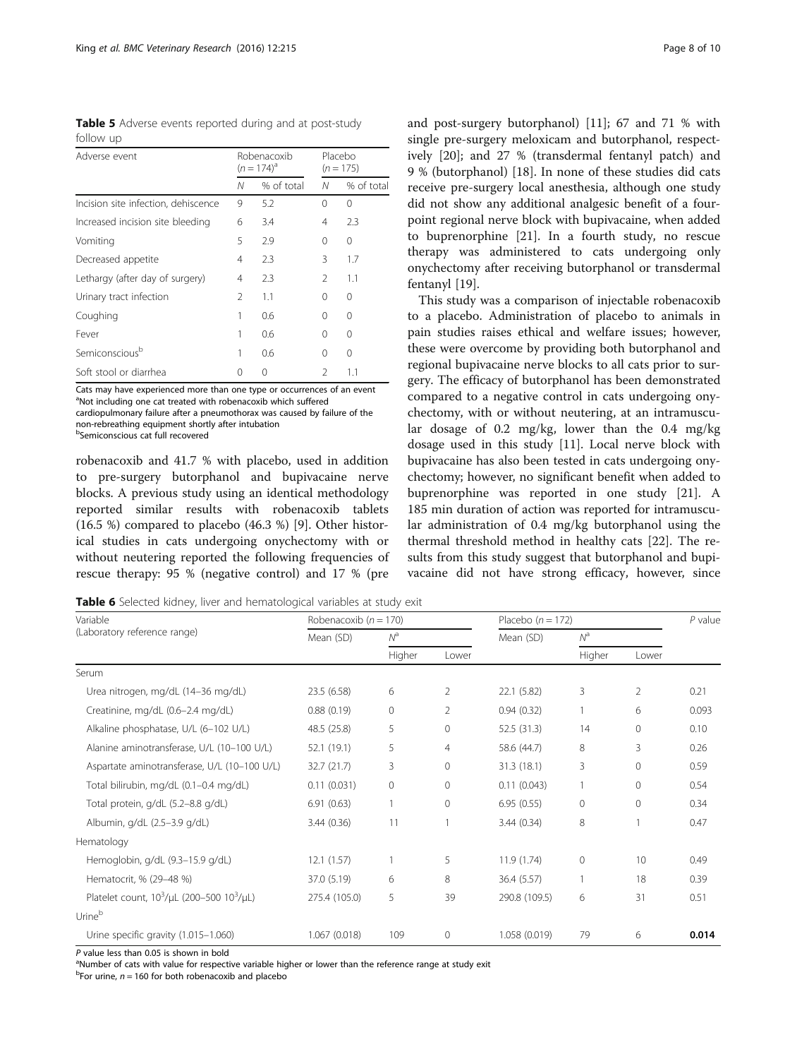**Table 5** Adverse events reported during and at post-study follow up

| Adverse event | Robenacoxib ($n = 174$)[a] | | Placebo ($n = 175$) | |
|---|---|---|---|---|
| | N | % of total | N | % of total |
| Incision site infection, dehiscence | 9 | 5.2 | 0 | 0 |
| Increased incision site bleeding | 6 | 3.4 | 4 | 2.3 |
| Vomiting | 5 | 2.9 | 0 | 0 |
| Decreased appetite | 4 | 2.3 | 3 | 1.7 |
| Lethargy (after day of surgery) | 4 | 2.3 | 2 | 1.1 |
| Urinary tract infection | 2 | 1.1 | 0 | 0 |
| Coughing | 1 | 0.6 | 0 | 0 |
| Fever | 1 | 0.6 | 0 | 0 |
| Semiconscious[b] | 1 | 0.6 | 0 | 0 |
| Soft stool or diarrhea | 0 | 0 | 2 | 1.1 |

Cats may have experienced more than one type or occurrences of an event
[a]Not including one cat treated with robenacoxib which suffered cardiopulmonary failure after a pneumothorax was caused by failure of the non-rebreathing equipment shortly after intubation
[b]Semiconscious cat full recovered

robenacoxib and 41.7 % with placebo, used in addition to pre-surgery butorphanol and bupivacaine nerve blocks. A previous study using an identical methodology reported similar results with robenacoxib tablets (16.5 %) compared to placebo (46.3 %) [9]. Other historical studies in cats undergoing onychectomy with or without neutering reported the following frequencies of rescue therapy: 95 % (negative control) and 17 % (pre and post-surgery butorphanol) [11]; 67 and 71 % with single pre-surgery meloxicam and butorphanol, respectively [20]; and 27 % (transdermal fentanyl patch) and 9 % (butorphanol) [18]. In none of these studies did cats receive pre-surgery local anesthesia, although one study did not show any additional analgesic benefit of a four-point regional nerve block with bupivacaine, when added to buprenorphine [21]. In a fourth study, no rescue therapy was administered to cats undergoing only onychectomy after receiving butorphanol or transdermal fentanyl [19].

This study was a comparison of injectable robenacoxib to a placebo. Administration of placebo to animals in pain studies raises ethical and welfare issues; however, these were overcome by providing both butorphanol and regional bupivacaine nerve blocks to all cats prior to surgery. The efficacy of butorphanol has been demonstrated compared to a negative control in cats undergoing onychectomy, with or without neutering, at an intramuscular dosage of 0.2 mg/kg, lower than the 0.4 mg/kg dosage used in this study [11]. Local nerve block with bupivacaine has also been tested in cats undergoing onychectomy; however, no significant benefit when added to buprenorphine was reported in one study [21]. A 185 min duration of action was reported for intramuscular administration of 0.4 mg/kg butorphanol using the thermal threshold method in healthy cats [22]. The results from this study suggest that butorphanol and bupivacaine did not have strong efficacy, however, since

**Table 6** Selected kidney, liver and hematological variables at study exit

| Variable (Laboratory reference range) | Robenacoxib ($n = 170$) | | | Placebo ($n = 172$) | | | P value |
|---|---|---|---|---|---|---|---|
| | Mean (SD) | N[a] | | Mean (SD) | N[a] | | |
| | | Higher | Lower | | Higher | Lower | |
| Serum | | | | | | | |
| Urea nitrogen, mg/dL (14–36 mg/dL) | 23.5 (6.58) | 6 | 2 | 22.1 (5.82) | 3 | 2 | 0.21 |
| Creatinine, mg/dL (0.6–2.4 mg/dL) | 0.88 (0.19) | 0 | 2 | 0.94 (0.32) | 1 | 6 | 0.093 |
| Alkaline phosphatase, U/L (6–102 U/L) | 48.5 (25.8) | 5 | 0 | 52.5 (31.3) | 14 | 0 | 0.10 |
| Alanine aminotransferase, U/L (10–100 U/L) | 52.1 (19.1) | 5 | 4 | 58.6 (44.7) | 8 | 3 | 0.26 |
| Aspartate aminotransferase, U/L (10–100 U/L) | 32.7 (21.7) | 3 | 0 | 31.3 (18.1) | 3 | 0 | 0.59 |
| Total bilirubin, mg/dL (0.1–0.4 mg/dL) | 0.11 (0.031) | 0 | 0 | 0.11 (0.043) | 1 | 0 | 0.54 |
| Total protein, g/dL (5.2–8.8 g/dL) | 6.91 (0.63) | 1 | 0 | 6.95 (0.55) | 0 | 0 | 0.34 |
| Albumin, g/dL (2.5–3.9 g/dL) | 3.44 (0.36) | 11 | 1 | 3.44 (0.34) | 8 | 1 | 0.47 |
| Hematology | | | | | | | |
| Hemoglobin, g/dL (9.3–15.9 g/dL) | 12.1 (1.57) | 1 | 5 | 11.9 (1.74) | 0 | 10 | 0.49 |
| Hematocrit, % (29–48 %) | 37.0 (5.19) | 6 | 8 | 36.4 (5.57) | 1 | 18 | 0.39 |
| Platelet count, $10^3$/μL (200–500 $10^3$/μL) | 275.4 (105.0) | 5 | 39 | 290.8 (109.5) | 6 | 31 | 0.51 |
| Urine[b] | | | | | | | |
| Urine specific gravity (1.015–1.060) | 1.067 (0.018) | 109 | 0 | 1.058 (0.019) | 79 | 6 | **0.014** |

P value less than 0.05 is shown in bold
[a]Number of cats with value for respective variable higher or lower than the reference range at study exit
[b]For urine, $n = 160$ for both robenacoxib and placebo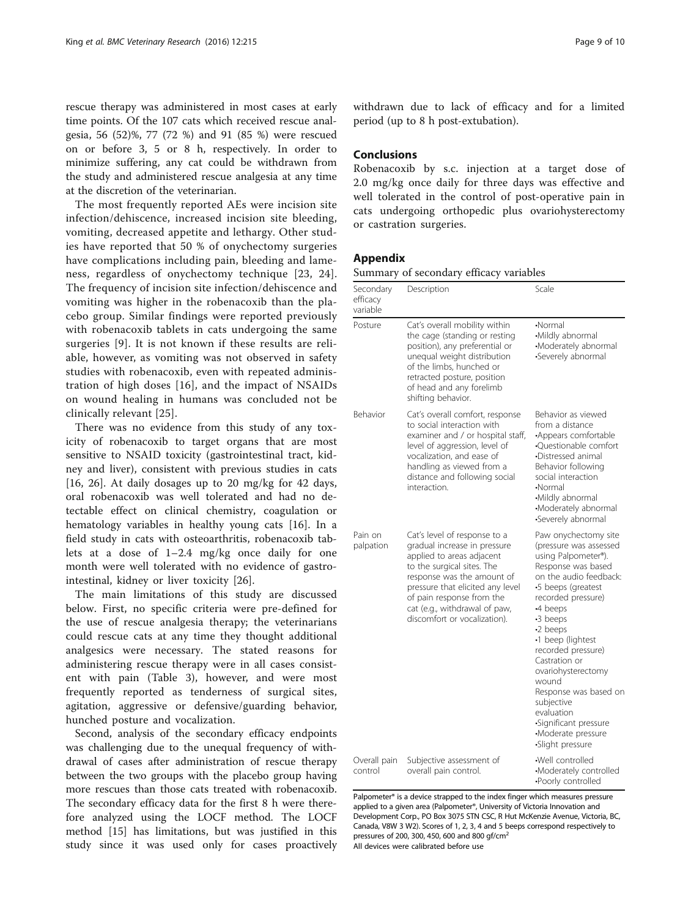rescue therapy was administered in most cases at early time points. Of the 107 cats which received rescue analgesia, 56 (52)%, 77 (72 %) and 91 (85 %) were rescued on or before 3, 5 or 8 h, respectively. In order to minimize suffering, any cat could be withdrawn from the study and administered rescue analgesia at any time at the discretion of the veterinarian.

The most frequently reported AEs were incision site infection/dehiscence, increased incision site bleeding, vomiting, decreased appetite and lethargy. Other studies have reported that 50 % of onychectomy surgeries have complications including pain, bleeding and lameness, regardless of onychectomy technique [23, 24]. The frequency of incision site infection/dehiscence and vomiting was higher in the robenacoxib than the placebo group. Similar findings were reported previously with robenacoxib tablets in cats undergoing the same surgeries [9]. It is not known if these results are reliable, however, as vomiting was not observed in safety studies with robenacoxib, even with repeated administration of high doses [16], and the impact of NSAIDs on wound healing in humans was concluded not be clinically relevant [25].

There was no evidence from this study of any toxicity of robenacoxib to target organs that are most sensitive to NSAID toxicity (gastrointestinal tract, kidney and liver), consistent with previous studies in cats [16, 26]. At daily dosages up to 20 mg/kg for 42 days, oral robenacoxib was well tolerated and had no detectable effect on clinical chemistry, coagulation or hematology variables in healthy young cats [16]. In a field study in cats with osteoarthritis, robenacoxib tablets at a dose of 1–2.4 mg/kg once daily for one month were well tolerated with no evidence of gastrointestinal, kidney or liver toxicity [26].

The main limitations of this study are discussed below. First, no specific criteria were pre-defined for the use of rescue analgesia therapy; the veterinarians could rescue cats at any time they thought additional analgesics were necessary. The stated reasons for administering rescue therapy were in all cases consistent with pain (Table 3), however, and were most frequently reported as tenderness of surgical sites, agitation, aggressive or defensive/guarding behavior, hunched posture and vocalization.

Second, analysis of the secondary efficacy endpoints was challenging due to the unequal frequency of withdrawal of cases after administration of rescue therapy between the two groups with the placebo group having more rescues than those cats treated with robenacoxib. The secondary efficacy data for the first 8 h were therefore analyzed using the LOCF method. The LOCF method [15] has limitations, but was justified in this study since it was used only for cases proactively withdrawn due to lack of efficacy and for a limited period (up to 8 h post-extubation).

## Conclusions

Robenacoxib by s.c. injection at a target dose of 2.0 mg/kg once daily for three days was effective and well tolerated in the control of post-operative pain in cats undergoing orthopedic plus ovariohysterectomy or castration surgeries.

## Appendix

Summary of secondary efficacy variables

| Secondary efficacy variable | Description | Scale |
|---|---|---|
| Posture | Cat's overall mobility within the cage (standing or resting position), any preferential or unequal weight distribution of the limbs, hunched or retracted posture, position of head and any forelimb shifting behavior. | •Normal<br>•Mildly abnormal<br>•Moderately abnormal<br>•Severely abnormal |
| Behavior | Cat's overall comfort, response to social interaction with examiner and / or hospital staff, level of aggression, level of vocalization, and ease of handling as viewed from a distance and following social interaction. | Behavior as viewed from a distance<br>•Appears comfortable<br>•Questionable comfort<br>•Distressed animal<br>Behavior following social interaction<br>•Normal<br>•Mildly abnormal<br>•Moderately abnormal<br>•Severely abnormal |
| Pain on palpation | Cat's level of response to a gradual increase in pressure applied to areas adjacent to the surgical sites. The response was the amount of pressure that elicited any level of pain response from the cat (e.g., withdrawal of paw, discomfort or vocalization). | Paw onychectomy site (pressure was assessed using Palpometer®). Response was based on the audio feedback:<br>•5 beeps (greatest recorded pressure)<br>•4 beeps<br>•3 beeps<br>•2 beeps<br>•1 beep (lightest recorded pressure)<br>Castration or ovariohysterectomy wound<br>Response was based on subjective evaluation<br>•Significant pressure<br>•Moderate pressure<br>•Slight pressure |
| Overall pain control | Subjective assessment of overall pain control. | •Well controlled<br>•Moderately controlled<br>•Poorly controlled |

Palpometer® is a device strapped to the index finger which measures pressure applied to a given area (Palpometer®, University of Victoria Innovation and Development Corp., PO Box 3075 STN CSC, R Hut McKenzie Avenue, Victoria, BC, Canada, V8W 3 W2). Scores of 1, 2, 3, 4 and 5 beeps correspond respectively to pressures of 200, 300, 450, 600 and 800 gf/cm$^2$
All devices were calibrated before use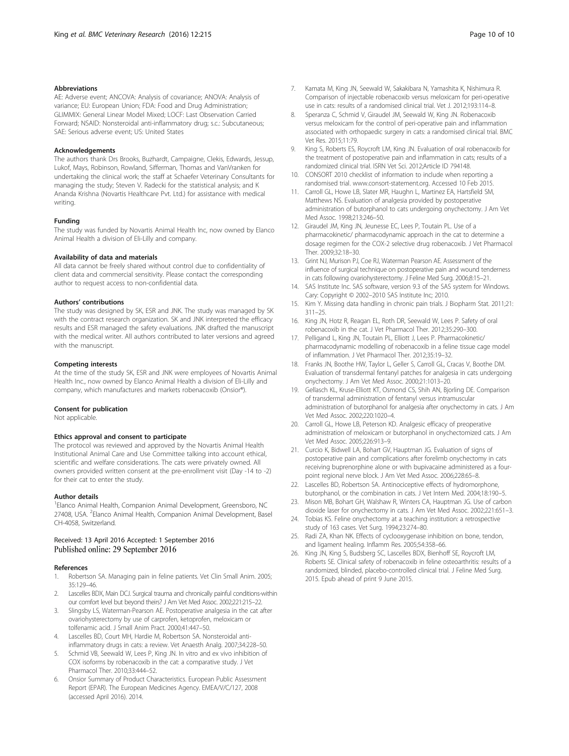#### Abbreviations

AE: Adverse event; ANCOVA: Analysis of covariance; ANOVA: Analysis of variance; EU: European Union; FDA: Food and Drug Administration; GLIMMIX: General Linear Model Mixed; LOCF: Last Observation Carried Forward; NSAID: Nonsteroidal anti-inflammatory drug; s.c.: Subcutaneous; SAE: Serious adverse event; US: United States

#### Acknowledgements

The authors thank Drs Brooks, Buzhardt, Campaigne, Clekis, Edwards, Jessup, Lukof, Mays, Robinson, Rowland, Sifferman, Thomas and VanVranken for undertaking the clinical work; the staff at Schaefer Veterinary Consultants for managing the study; Steven V. Radecki for the statistical analysis; and K Ananda Krishna (Novartis Healthcare Pvt. Ltd.) for assistance with medical writing.

#### Funding

The study was funded by Novartis Animal Health Inc, now owned by Elanco Animal Health a division of Eli-Lilly and company.

#### Availability of data and materials

All data cannot be freely shared without control due to confidentiality of client data and commercial sensitivity. Please contact the corresponding author to request access to non-confidential data.

#### Authors' contributions

The study was designed by SK, ESR and JNK. The study was managed by SK with the contract research organization. SK and JNK interpreted the efficacy results and ESR managed the safety evaluations. JNK drafted the manuscript with the medical writer. All authors contributed to later versions and agreed with the manuscript.

#### Competing interests

At the time of the study SK, ESR and JNK were employees of Novartis Animal Health Inc., now owned by Elanco Animal Health a division of Eli-Lilly and company, which manufactures and markets robenacoxib (Onsior®).

#### Consent for publication

Not applicable.

#### Ethics approval and consent to participate

The protocol was reviewed and approved by the Novartis Animal Health Institutional Animal Care and Use Committee talking into account ethical, scientific and welfare considerations. The cats were privately owned. All owners provided written consent at the pre-enrollment visit (Day -14 to -2) for their cat to enter the study.

#### Author details

[1]Elanco Animal Health, Companion Animal Development, Greensboro, NC 27408, USA. [2]Elanco Animal Health, Companion Animal Development, Basel CH-4058, Switzerland.

Received: 13 April 2016 Accepted: 1 September 2016
Published online: 29 September 2016

#### References

1. Robertson SA. Managing pain in feline patients. Vet Clin Small Anim. 2005; 35:129–46.
2. Lascelles BDX, Main DCJ. Surgical trauma and chronically painful conditions-within our comfort level but beyond theirs? J Am Vet Med Assoc. 2002;221:215–22.
3. Slingsby LS, Waterman-Pearson AE. Postoperative analgesia in the cat after ovariohysterectomy by use of carprofen, ketoprofen, meloxicam or tolfenamic acid. J Small Anim Pract. 2000;41:447–50.
4. Lascelles BD, Court MH, Hardie M, Robertson SA. Nonsteroidal anti-inflammatory drugs in cats: a review. Vet Anaesth Analg. 2007;34:228–50.
5. Schmid VB, Seewald W, Lees P, King JN. In vitro and ex vivo inhibition of COX isoforms by robenacoxib in the cat: a comparative study. J Vet Pharmacol Ther. 2010;33:444–52.
6. Onsior Summary of Product Characteristics. European Public Assessment Report (EPAR). The European Medicines Agency. EMEA/V/C/127, 2008 (accessed April 2016). 2014.
7. Kamata M, King JN, Seewald W, Sakakibara N, Yamashita K, Nishimura R. Comparison of injectable robenacoxib versus meloxicam for peri-operative use in cats: results of a randomised clinical trial. Vet J. 2012;193:114–8.
8. Speranza C, Schmid V, Giraudel JM, Seewald W, King JN. Robenacoxib versus meloxicam for the control of peri-operative pain and inflammation associated with orthopaedic surgery in cats: a randomised clinical trial. BMC Vet Res. 2015;11:79.
9. King S, Roberts ES, Roycroft LM, King JN. Evaluation of oral robenacoxib for the treatment of postoperative pain and inflammation in cats; results of a randomized clinical trial. ISRN Vet Sci. 2012;Article ID 794148.
10. CONSORT 2010 checklist of information to include when reporting a randomised trial. www.consort-statement.org. Accessed 10 Feb 2015.
11. Carroll GL, Howe LB, Slater MR, Haughn L, Martinez EA, Hartsfield SM, Matthews NS. Evaluation of analgesia provided by postoperative administration of butorphanol to cats undergoing onychectomy. J Am Vet Med Assoc. 1998;213:246–50.
12. Giraudel JM, King JN, Jeunesse EC, Lees P, Toutain PL. Use of a pharmacokinetic/ pharmacodynamic approach in the cat to determine a dosage regimen for the COX-2 selective drug robenacoxib. J Vet Pharmacol Ther. 2009;32:18–30.
13. Grint NJ, Murison PJ, Coe RJ, Waterman Pearson AE. Assessment of the influence of surgical technique on postoperative pain and wound tenderness in cats following ovariohysterectomy. J Feline Med Surg. 2006;8:15–21.
14. SAS Institute Inc. SAS software, version 9.3 of the SAS system for Windows. Cary: Copyright © 2002–2010 SAS Institute Inc; 2010.
15. Kim Y. Missing data handling in chronic pain trials. J Biopharm Stat. 2011;21: 311–25.
16. King JN, Hotz R, Reagan EL, Roth DR, Seewald W, Lees P. Safety of oral robenacoxib in the cat. J Vet Pharmacol Ther. 2012;35:290–300.
17. Pelligand L, King JN, Toutain PL, Elliott J, Lees P. Pharmacokinetic/ pharmacodynamic modelling of robenacoxib in a feline tissue cage model of inflammation. J Vet Pharmacol Ther. 2012;35:19–32.
18. Franks JN, Boothe HW, Taylor L, Geller S, Carroll GL, Cracas V, Boothe DM. Evaluation of transdermal fentanyl patches for analgesia in cats undergoing onychectomy. J Am Vet Med Assoc. 2000;21:1013–20.
19. Gellasch KL, Kruse-Elliott KT, Osmond CS, Shih AN, Bjorling DE. Comparison of transdermal administration of fentanyl versus intramuscular administration of butorphanol for analgesia after onychectomy in cats. J Am Vet Med Assoc. 2002;220:1020–4.
20. Carroll GL, Howe LB, Peterson KD. Analgesic efficacy of preoperative administration of meloxicam or butorphanol in onychectomized cats. J Am Vet Med Assoc. 2005;226:913–9.
21. Curcio K, Bidwell LA, Bohart GV, Hauptman JG. Evaluation of signs of postoperative pain and complications after forelimb onychectomy in cats receiving buprenorphine alone or with bupivacaine administered as a four-point regional nerve block. J Am Vet Med Assoc. 2006;228:65–8.
22. Lascelles BD, Robertson SA. Antinociceptive effects of hydromorphone, butorphanol, or the combination in cats. J Vet Intern Med. 2004;18:190–5.
23. Mison MB, Bohart GH, Walshaw R, Winters CA, Hauptman JG. Use of carbon dioxide laser for onychectomy in cats. J Am Vet Med Assoc. 2002;221:651–3.
24. Tobias KS. Feline onychectomy at a teaching institution: a retrospective study of 163 cases. Vet Surg. 1994;23:274–80.
25. Radi ZA, Khan NK. Effects of cyclooxygenase inhibition on bone, tendon, and ligament healing. Inflamm Res. 2005;54:358–66.
26. King JN, King S, Budsberg SC, Lascelles BDX, Bienhoff SE, Roycroft LM, Roberts SE. Clinical safety of robenacoxib in feline osteoarthritis: results of a randomized, blinded, placebo-controlled clinical trial. J Feline Med Surg. 2015. Epub ahead of print 9 June 2015.